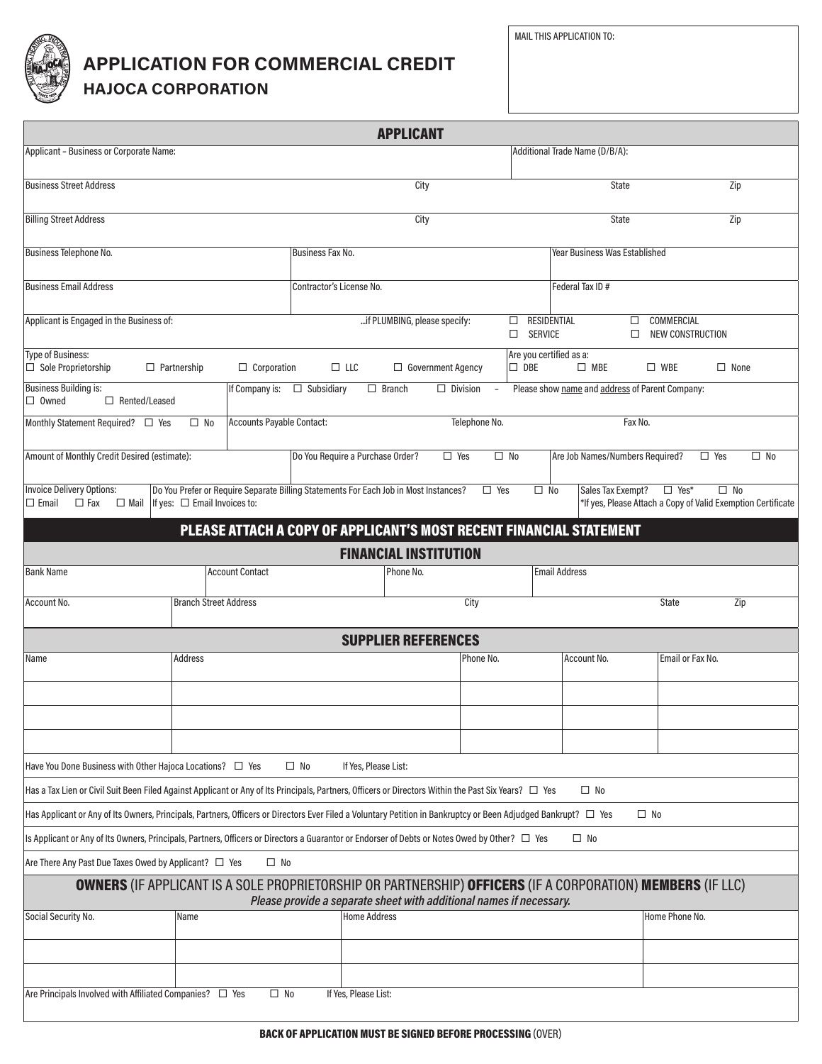# APPLICATION FOR COMMERCIAL CREDIT

## HAJOCA CORPORATION

MAIL THIS APPLICATION TO:

## APPLICANT

| Applicant – Business or Corporate Name: | | | Additional Trade Name (D/B/A): | |
|---|---|---|---|---|
| Business Street Address | City | | State | Zip |
| Billing Street Address | City | | State | Zip |
| Business Telephone No. | Business Fax No. | | Year Business Was Established | |
| Business Email Address | Contractor's License No. | | Federal Tax ID # | |

Applicant is Engaged in the Business of: ...if PLUMBING, please specify: ☐ RESIDENTIAL ☐ COMMERCIAL ☐ SERVICE ☐ NEW CONSTRUCTION

Type of Business: ☐ Sole Proprietorship ☐ Partnership ☐ Corporation ☐ LLC ☐ Government Agency

Are you certified as a: ☐ DBE ☐ MBE ☐ WBE ☐ None

Business Building is: ☐ Owned ☐ Rented/Leased

If Company is: ☐ Subsidiary ☐ Branch ☐ Division – Please show name and address of Parent Company:

Monthly Statement Required? ☐ Yes ☐ No

Accounts Payable Contact: Telephone No. Fax No.

Amount of Monthly Credit Desired (estimate):

Do You Require a Purchase Order? ☐ Yes ☐ No

Are Job Names/Numbers Required? ☐ Yes ☐ No

Invoice Delivery Options: ☐ Email ☐ Fax ☐ Mail

Do You Prefer or Require Separate Billing Statements For Each Job in Most Instances? ☐ Yes ☐ No If yes: ☐ Email Invoices to:

Sales Tax Exempt? ☐ Yes* ☐ No
*If yes, Please Attach a Copy of Valid Exemption Certificate

## PLEASE ATTACH A COPY OF APPLICANT'S MOST RECENT FINANCIAL STATEMENT

## FINANCIAL INSTITUTION

| Bank Name | Account Contact | Phone No. | Email Address | |
|---|---|---|---|---|
| Account No. | Branch Street Address | City | State | Zip |

## SUPPLIER REFERENCES

| Name | Address | Phone No. | Account No. | Email or Fax No. |
|---|---|---|---|---|
| | | | | |
| | | | | |
| | | | | |

Have You Done Business with Other Hajoca Locations? ☐ Yes ☐ No If Yes, Please List:

Has a Tax Lien or Civil Suit Been Filed Against Applicant or Any of Its Principals, Partners, Officers or Directors Within the Past Six Years? ☐ Yes ☐ No

Has Applicant or Any of Its Owners, Principals, Partners, Officers or Directors Ever Filed a Voluntary Petition in Bankruptcy or Been Adjudged Bankrupt? ☐ Yes ☐ No

Is Applicant or Any of Its Owners, Principals, Partners, Officers or Directors a Guarantor or Endorser of Debts or Notes Owed by Other? ☐ Yes ☐ No

Are There Any Past Due Taxes Owed by Applicant? ☐ Yes ☐ No

## OWNERS (IF APPLICANT IS A SOLE PROPRIETORSHIP OR PARTNERSHIP) OFFICERS (IF A CORPORATION) MEMBERS (IF LLC)

*Please provide a separate sheet with additional names if necessary.*

| Social Security No. | Name | Home Address | Home Phone No. |
|---|---|---|---|
| | | | |
| | | | |

Are Principals Involved with Affiliated Companies? ☐ Yes ☐ No If Yes, Please List:

**BACK OF APPLICATION MUST BE SIGNED BEFORE PROCESSING** (OVER)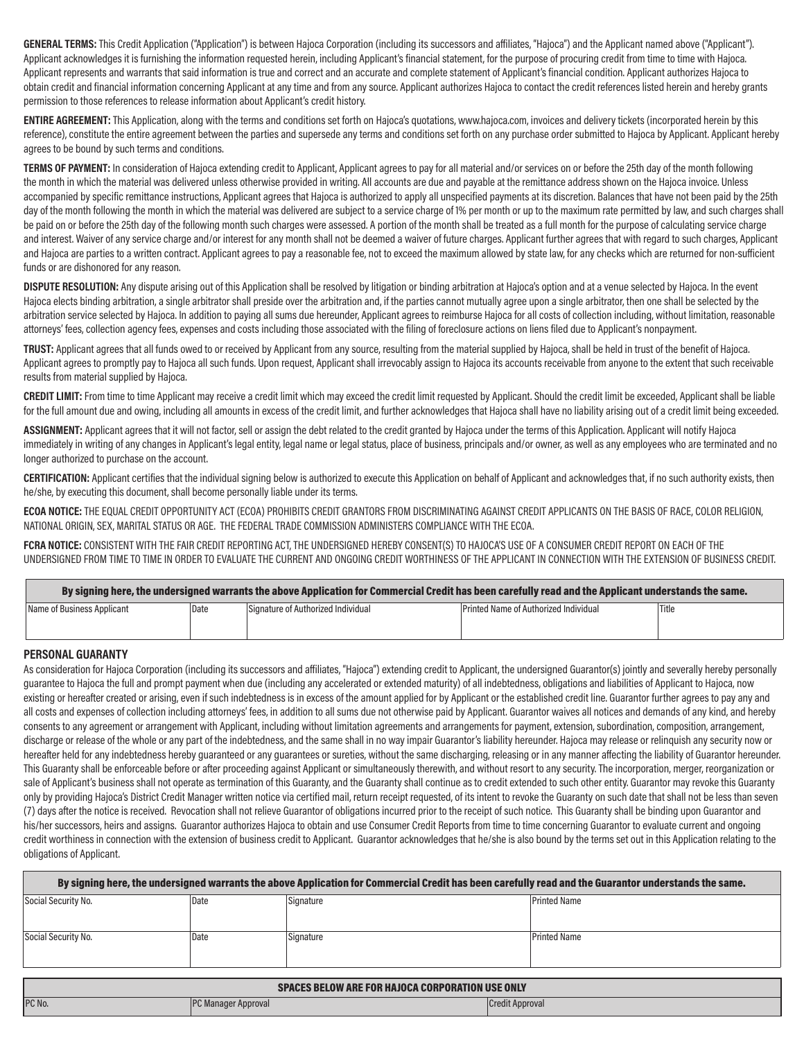**GENERAL TERMS:** This Credit Application ("Application") is between Hajoca Corporation (including its successors and affiliates, "Hajoca") and the Applicant named above ("Applicant"). Applicant acknowledges it is furnishing the information requested herein, including Applicant's financial statement, for the purpose of procuring credit from time to time with Hajoca. Applicant represents and warrants that said information is true and correct and an accurate and complete statement of Applicant's financial condition. Applicant authorizes Hajoca to obtain credit and financial information concerning Applicant at any time and from any source. Applicant authorizes Hajoca to contact the credit references listed herein and hereby grants permission to those references to release information about Applicant's credit history.

**ENTIRE AGREEMENT:** This Application, along with the terms and conditions set forth on Hajoca's quotations, www.hajoca.com, invoices and delivery tickets (incorporated herein by this reference), constitute the entire agreement between the parties and supersede any terms and conditions set forth on any purchase order submitted to Hajoca by Applicant. Applicant hereby agrees to be bound by such terms and conditions.

**TERMS OF PAYMENT:** In consideration of Hajoca extending credit to Applicant, Applicant agrees to pay for all material and/or services on or before the 25th day of the month following the month in which the material was delivered unless otherwise provided in writing. All accounts are due and payable at the remittance address shown on the Hajoca invoice. Unless accompanied by specific remittance instructions, Applicant agrees that Hajoca is authorized to apply all unspecified payments at its discretion. Balances that have not been paid by the 25th day of the month following the month in which the material was delivered are subject to a service charge of 1% per month or up to the maximum rate permitted by law, and such charges shall be paid on or before the 25th day of the following month such charges were assessed. A portion of the month shall be treated as a full month for the purpose of calculating service charge and interest. Waiver of any service charge and/or interest for any month shall not be deemed a waiver of future charges. Applicant further agrees that with regard to such charges, Applicant and Hajoca are parties to a written contract. Applicant agrees to pay a reasonable fee, not to exceed the maximum allowed by state law, for any checks which are returned for non-sufficient funds or are dishonored for any reason.

**DISPUTE RESOLUTION:** Any dispute arising out of this Application shall be resolved by litigation or binding arbitration at Hajoca's option and at a venue selected by Hajoca. In the event Hajoca elects binding arbitration, a single arbitrator shall preside over the arbitration and, if the parties cannot mutually agree upon a single arbitrator, then one shall be selected by the arbitration service selected by Hajoca. In addition to paying all sums due hereunder, Applicant agrees to reimburse Hajoca for all costs of collection including, without limitation, reasonable attorneys' fees, collection agency fees, expenses and costs including those associated with the filing of foreclosure actions on liens filed due to Applicant's nonpayment.

**TRUST:** Applicant agrees that all funds owed to or received by Applicant from any source, resulting from the material supplied by Hajoca, shall be held in trust of the benefit of Hajoca. Applicant agrees to promptly pay to Hajoca all such funds. Upon request, Applicant shall irrevocably assign to Hajoca its accounts receivable from anyone to the extent that such receivable results from material supplied by Hajoca.

**CREDIT LIMIT:** From time to time Applicant may receive a credit limit which may exceed the credit limit requested by Applicant. Should the credit limit be exceeded, Applicant shall be liable for the full amount due and owing, including all amounts in excess of the credit limit, and further acknowledges that Hajoca shall have no liability arising out of a credit limit being exceeded.

**ASSIGNMENT:** Applicant agrees that it will not factor, sell or assign the debt related to the credit granted by Hajoca under the terms of this Application. Applicant will notify Hajoca immediately in writing of any changes in Applicant's legal entity, legal name or legal status, place of business, principals and/or owner, as well as any employees who are terminated and no longer authorized to purchase on the account.

**CERTIFICATION:** Applicant certifies that the individual signing below is authorized to execute this Application on behalf of Applicant and acknowledges that, if no such authority exists, then he/she, by executing this document, shall become personally liable under its terms.

**ECOA NOTICE:** THE EQUAL CREDIT OPPORTUNITY ACT (ECOA) PROHIBITS CREDIT GRANTORS FROM DISCRIMINATING AGAINST CREDIT APPLICANTS ON THE BASIS OF RACE, COLOR RELIGION, NATIONAL ORIGIN, SEX, MARITAL STATUS OR AGE. THE FEDERAL TRADE COMMISSION ADMINISTERS COMPLIANCE WITH THE ECOA.

**FCRA NOTICE:** CONSISTENT WITH THE FAIR CREDIT REPORTING ACT, THE UNDERSIGNED HEREBY CONSENT(S) TO HAJOCA'S USE OF A CONSUMER CREDIT REPORT ON EACH OF THE UNDERSIGNED FROM TIME TO TIME IN ORDER TO EVALUATE THE CURRENT AND ONGOING CREDIT WORTHINESS OF THE APPLICANT IN CONNECTION WITH THE EXTENSION OF BUSINESS CREDIT.

**By signing here, the undersigned warrants the above Application for Commercial Credit has been carefully read and the Applicant understands the same.**

| Name of Business Applicant | Date | Signature of Authorized Individual | Printed Name of Authorized Individual | Title |
|---|---|---|---|---|
| | | | | |

## PERSONAL GUARANTY

As consideration for Hajoca Corporation (including its successors and affiliates, "Hajoca") extending credit to Applicant, the undersigned Guarantor(s) jointly and severally hereby personally guarantee to Hajoca the full and prompt payment when due (including any accelerated or extended maturity) of all indebtedness, obligations and liabilities of Applicant to Hajoca, now existing or hereafter created or arising, even if such indebtedness is in excess of the amount applied for by Applicant or the established credit line. Guarantor further agrees to pay any and all costs and expenses of collection including attorneys' fees, in addition to all sums due not otherwise paid by Applicant. Guarantor waives all notices and demands of any kind, and hereby consents to any agreement or arrangement with Applicant, including without limitation agreements and arrangements for payment, extension, subordination, composition, arrangement, discharge or release of the whole or any part of the indebtedness, and the same shall in no way impair Guarantor's liability hereunder. Hajoca may release or relinquish any security now or hereafter held for any indebtedness hereby guaranteed or any guarantees or sureties, without the same discharging, releasing or in any manner affecting the liability of Guarantor hereunder. This Guaranty shall be enforceable before or after proceeding against Applicant or simultaneously therewith, and without resort to any security. The incorporation, merger, reorganization or sale of Applicant's business shall not operate as termination of this Guaranty, and the Guaranty shall continue as to credit extended to such other entity. Guarantor may revoke this Guaranty only by providing Hajoca's District Credit Manager written notice via certified mail, return receipt requested, of its intent to revoke the Guaranty on such date that shall not be less than seven (7) days after the notice is received. Revocation shall not relieve Guarantor of obligations incurred prior to the receipt of such notice. This Guaranty shall be binding upon Guarantor and his/her successors, heirs and assigns. Guarantor authorizes Hajoca to obtain and use Consumer Credit Reports from time to time concerning Guarantor to evaluate current and ongoing credit worthiness in connection with the extension of business credit to Applicant. Guarantor acknowledges that he/she is also bound by the terms set out in this Application relating to the obligations of Applicant.

**By signing here, the undersigned warrants the above Application for Commercial Credit has been carefully read and the Guarantor understands the same.**

| Social Security No. | Date | Signature | Printed Name |
|---|---|---|---|
| | | | |
| Social Security No. | Date | Signature | Printed Name |
| | | | |

**SPACES BELOW ARE FOR HAJOCA CORPORATION USE ONLY**

| PC No. | PC Manager Approval | Credit Approval |
|---|---|---|
| | | |